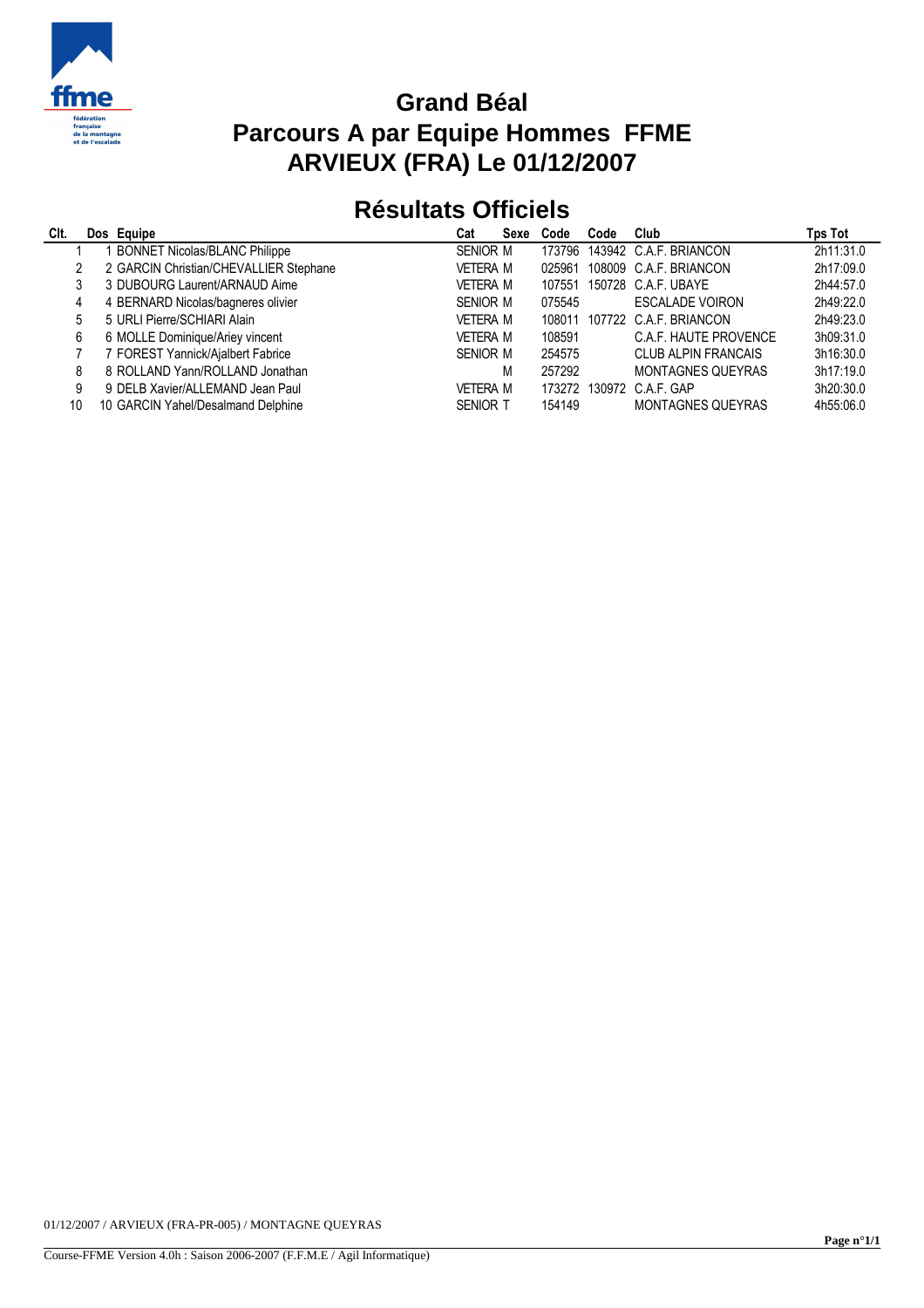# Grand Béal

## Parcours A par Equipe Hommes FFME

## ARVIEUX (FRA) Le 01/12/2007

## Résultats Officiels

| Clt. | Dos | Equipe | Cat | Sexe | Code | Code | Club | Tps Tot |
|---|---|---|---|---|---|---|---|---|
| 1 | 1 | BONNET Nicolas/BLANC Philippe | SENIOR | M | 173796 | 143942 | C.A.F. BRIANCON | 2h11:31.0 |
| 2 | 2 | GARCIN Christian/CHEVALLIER Stephane | VETERA | M | 025961 | 108009 | C.A.F. BRIANCON | 2h17:09.0 |
| 3 | 3 | DUBOURG Laurent/ARNAUD Aime | VETERA | M | 107551 | 150728 | C.A.F. UBAYE | 2h44:57.0 |
| 4 | 4 | BERNARD Nicolas/bagneres olivier | SENIOR | M | 075545 | | ESCALADE VOIRON | 2h49:22.0 |
| 5 | 5 | URLI Pierre/SCHIARI Alain | VETERA | M | 108011 | 107722 | C.A.F. BRIANCON | 2h49:23.0 |
| 6 | 6 | MOLLE Dominique/Ariey vincent | VETERA | M | 108591 | | C.A.F. HAUTE PROVENCE | 3h09:31.0 |
| 7 | 7 | FOREST Yannick/Ajalbert Fabrice | SENIOR | M | 254575 | | CLUB ALPIN FRANCAIS | 3h16:30.0 |
| 8 | 8 | ROLLAND Yann/ROLLAND Jonathan | | M | 257292 | | MONTAGNES QUEYRAS | 3h17:19.0 |
| 9 | 9 | DELB Xavier/ALLEMAND Jean Paul | VETERA | M | 173272 | 130972 | C.A.F. GAP | 3h20:30.0 |
| 10 | 10 | GARCIN Yahel/Desalmand Delphine | SENIOR | T | 154149 | | MONTAGNES QUEYRAS | 4h55:06.0 |

01/12/2007 / ARVIEUX (FRA-PR-005) / MONTAGNE QUEYRAS

Course-FFME Version 4.0h : Saison 2006-2007 (F.F.M.E / Agil Informatique)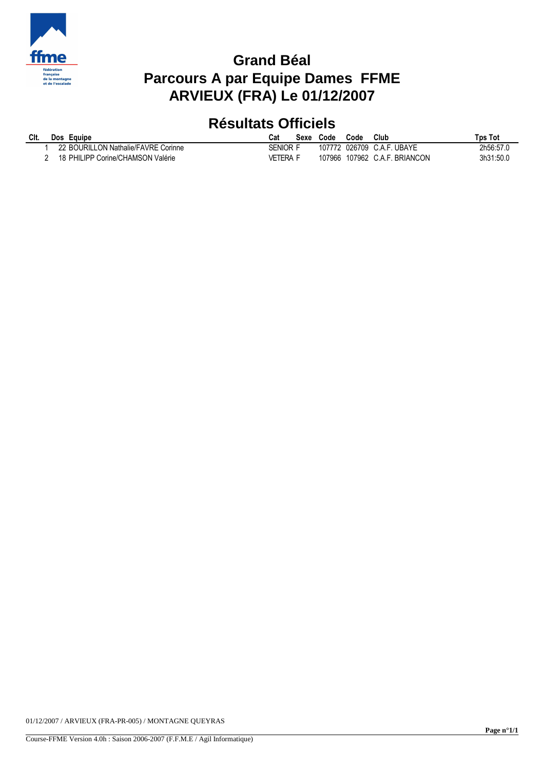# Grand Béal

## Parcours A par Equipe Dames FFME

## ARVIEUX (FRA) Le 01/12/2007

## Résultats Officiels

| Clt. | Dos | Equipe | Cat | Sexe | Code | Code | Club | Tps Tot |
|---|---|---|---|---|---|---|---|---|
| 1 | 22 | BOURILLON Nathalie/FAVRE Corinne | SENIOR | F | 107772 | 026709 | C.A.F. UBAYE | 2h56:57.0 |
| 2 | 18 | PHILIPP Corine/CHAMSON Valérie | VETERA | F | 107966 | 107962 | C.A.F. BRIANCON | 3h31:50.0 |

01/12/2007 / ARVIEUX (FRA-PR-005) / MONTAGNE QUEYRAS

Course-FFME Version 4.0h : Saison 2006-2007 (F.F.M.E / Agil Informatique)